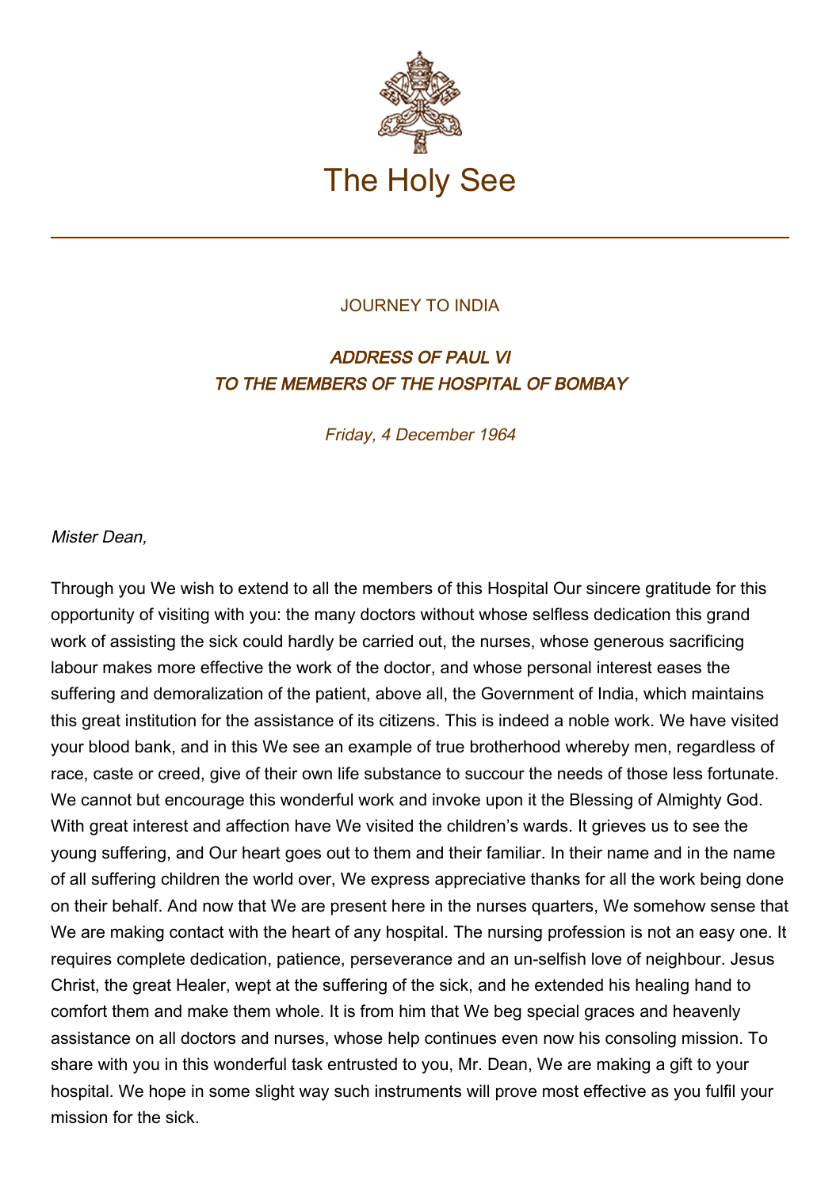# The Holy See

JOURNEY TO INDIA

## *ADDRESS OF PAUL VI*
## *TO THE MEMBERS OF THE HOSPITAL OF BOMBAY*

*Friday, 4 December 1964*

*Mister Dean,*

Through you We wish to extend to all the members of this Hospital Our sincere gratitude for this opportunity of visiting with you: the many doctors without whose selfless dedication this grand work of assisting the sick could hardly be carried out, the nurses, whose generous sacrificing labour makes more effective the work of the doctor, and whose personal interest eases the suffering and demoralization of the patient, above all, the Government of India, which maintains this great institution for the assistance of its citizens. This is indeed a noble work. We have visited your blood bank, and in this We see an example of true brotherhood whereby men, regardless of race, caste or creed, give of their own life substance to succour the needs of those less fortunate. We cannot but encourage this wonderful work and invoke upon it the Blessing of Almighty God. With great interest and affection have We visited the children's wards. It grieves us to see the young suffering, and Our heart goes out to them and their familiar. In their name and in the name of all suffering children the world over, We express appreciative thanks for all the work being done on their behalf. And now that We are present here in the nurses quarters, We somehow sense that We are making contact with the heart of any hospital. The nursing profession is not an easy one. It requires complete dedication, patience, perseverance and an un-selfish love of neighbour. Jesus Christ, the great Healer, wept at the suffering of the sick, and he extended his healing hand to comfort them and make them whole. It is from him that We beg special graces and heavenly assistance on all doctors and nurses, whose help continues even now his consoling mission. To share with you in this wonderful task entrusted to you, Mr. Dean, We are making a gift to your hospital. We hope in some slight way such instruments will prove most effective as you fulfil your mission for the sick.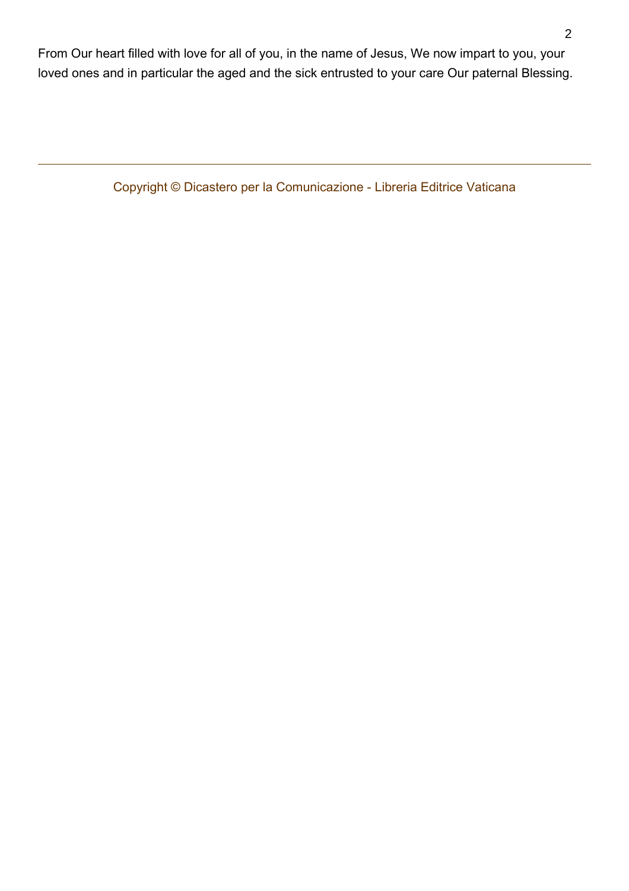From Our heart filled with love for all of you, in the name of Jesus, We now impart to you, your loved ones and in particular the aged and the sick entrusted to your care Our paternal Blessing.

---

Copyright © Dicastero per la Comunicazione - Libreria Editrice Vaticana